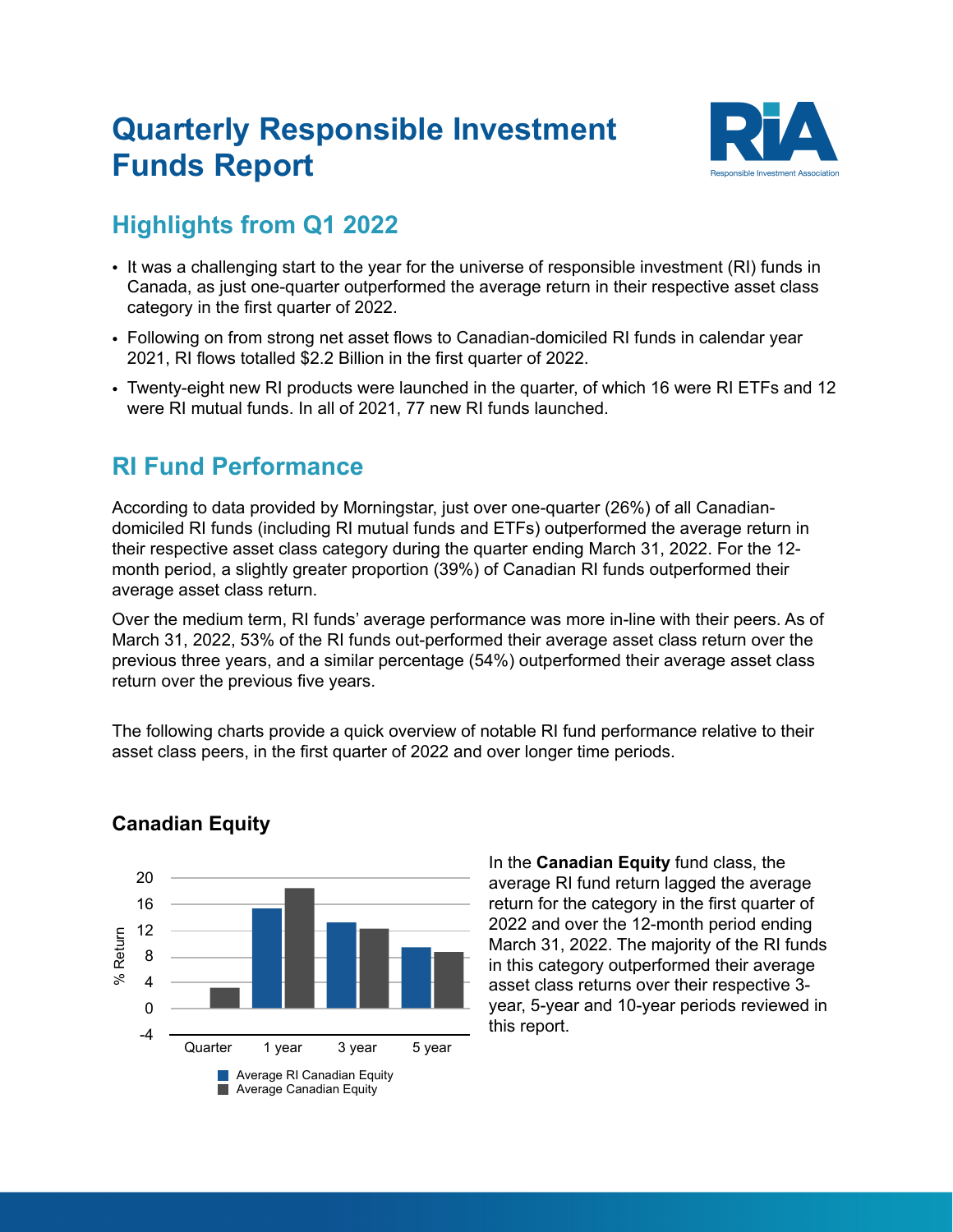# Quarterly Responsible Investment Funds Report

RIA
Responsible Investment Association

## Highlights from Q1 2022

- It was a challenging start to the year for the universe of responsible investment (RI) funds in Canada, as just one-quarter outperformed the average return in their respective asset class category in the first quarter of 2022.
- Following on from strong net asset flows to Canadian-domiciled RI funds in calendar year 2021, RI flows totalled $2.2 Billion in the first quarter of 2022.
- Twenty-eight new RI products were launched in the quarter, of which 16 were RI ETFs and 12 were RI mutual funds. In all of 2021, 77 new RI funds launched.

## RI Fund Performance

According to data provided by Morningstar, just over one-quarter (26%) of all Canadian-domiciled RI funds (including RI mutual funds and ETFs) outperformed the average return in their respective asset class category during the quarter ending March 31, 2022. For the 12-month period, a slightly greater proportion (39%) of Canadian RI funds outperformed their average asset class return.

Over the medium term, RI funds' average performance was more in-line with their peers. As of March 31, 2022, 53% of the RI funds out-performed their average asset class return over the previous three years, and a similar percentage (54%) outperformed their average asset class return over the previous five years.

The following charts provide a quick overview of notable RI fund performance relative to their asset class peers, in the first quarter of 2022 and over longer time periods.

### Canadian Equity

Chart: % Return (axis from -4 to 20) for Quarter, 1 year, 3 year, 5 year. Legend: Average RI Canadian Equity; Average Canadian Equity.

In the **Canadian Equity** fund class, the average RI fund return lagged the average return for the category in the first quarter of 2022 and over the 12-month period ending March 31, 2022. The majority of the RI funds in this category outperformed their average asset class returns over their respective 3-year, 5-year and 10-year periods reviewed in this report.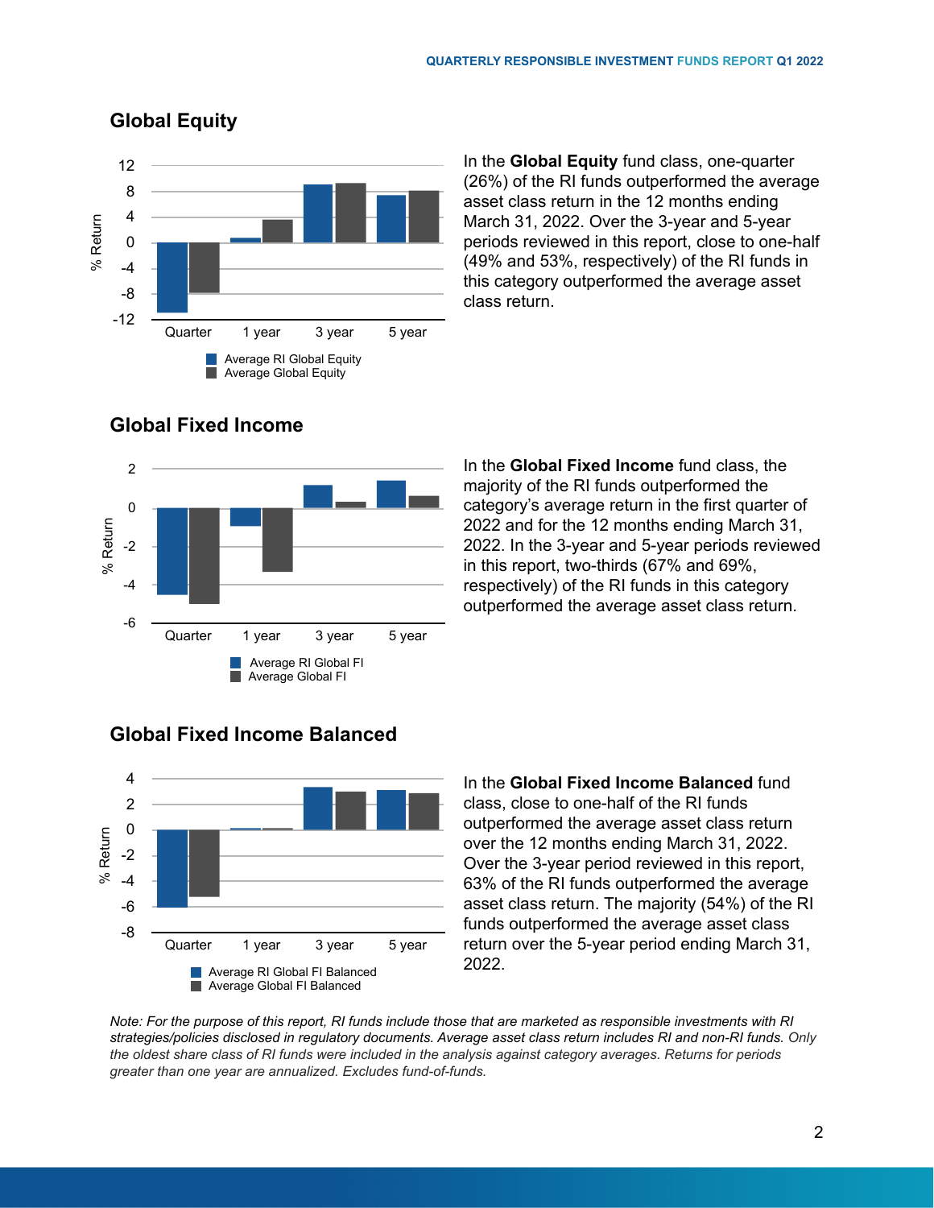## Global Equity

In the **Global Equity** fund class, one-quarter (26%) of the RI funds outperformed the average asset class return in the 12 months ending March 31, 2022. Over the 3-year and 5-year periods reviewed in this report, close to one-half (49% and 53%, respectively) of the RI funds in this category outperformed the average asset class return.

## Global Fixed Income

In the **Global Fixed Income** fund class, the majority of the RI funds outperformed the category's average return in the first quarter of 2022 and for the 12 months ending March 31, 2022. In the 3-year and 5-year periods reviewed in this report, two-thirds (67% and 69%, respectively) of the RI funds in this category outperformed the average asset class return.

## Global Fixed Income Balanced

In the **Global Fixed Income Balanced** fund class, close to one-half of the RI funds outperformed the average asset class return over the 12 months ending March 31, 2022. Over the 3-year period reviewed in this report, 63% of the RI funds outperformed the average asset class return. The majority (54%) of the RI funds outperformed the average asset class return over the 5-year period ending March 31, 2022.

*Note: For the purpose of this report, RI funds include those that are marketed as responsible investments with RI strategies/policies disclosed in regulatory documents. Average asset class return includes RI and non-RI funds. Only the oldest share class of RI funds were included in the analysis against category averages. Returns for periods greater than one year are annualized. Excludes fund-of-funds.*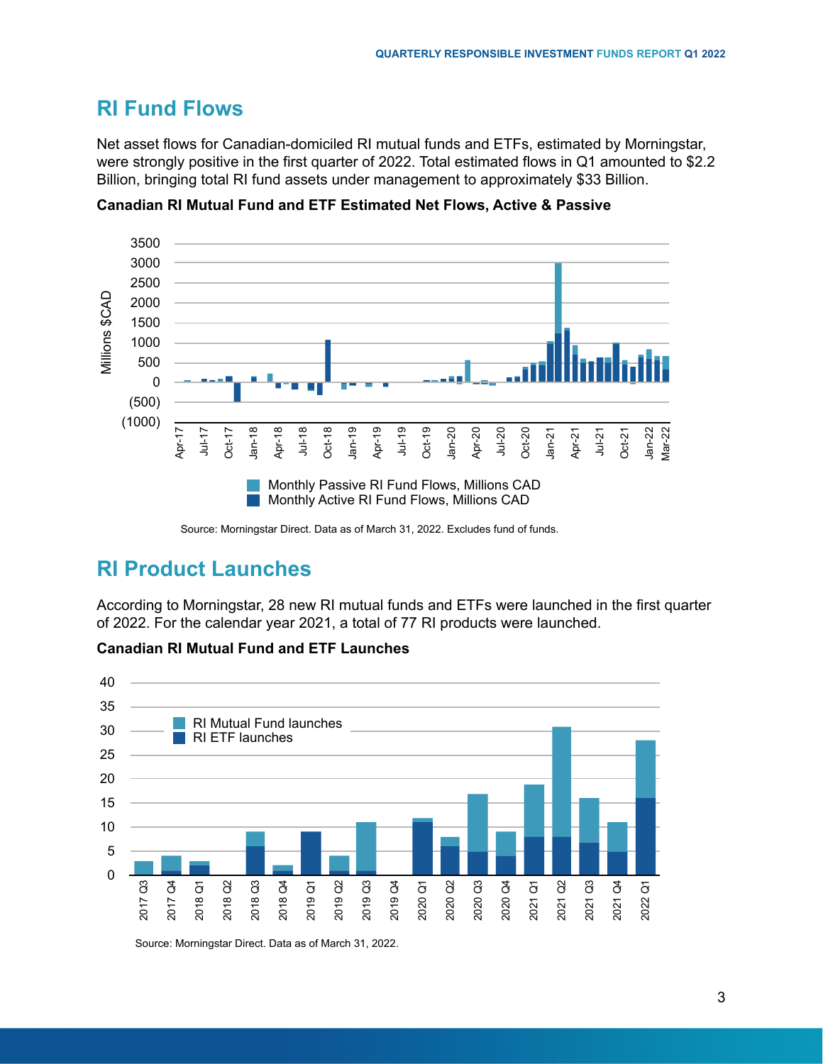## RI Fund Flows

Net asset flows for Canadian-domiciled RI mutual funds and ETFs, estimated by Morningstar, were strongly positive in the first quarter of 2022. Total estimated flows in Q1 amounted to $2.2 Billion, bringing total RI fund assets under management to approximately $33 Billion.

**Canadian RI Mutual Fund and ETF Estimated Net Flows, Active & Passive**

Source: Morningstar Direct. Data as of March 31, 2022. Excludes fund of funds.

## RI Product Launches

According to Morningstar, 28 new RI mutual funds and ETFs were launched in the first quarter of 2022. For the calendar year 2021, a total of 77 RI products were launched.

**Canadian RI Mutual Fund and ETF Launches**

Source: Morningstar Direct. Data as of March 31, 2022.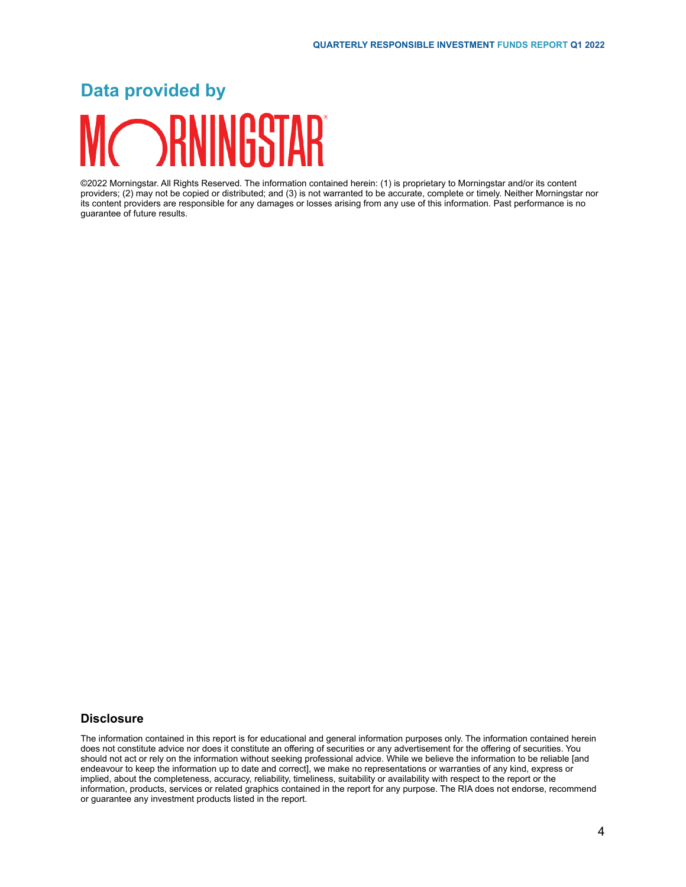## Data provided by

MORNINGSTAR®

©2022 Morningstar. All Rights Reserved. The information contained herein: (1) is proprietary to Morningstar and/or its content providers; (2) may not be copied or distributed; and (3) is not warranted to be accurate, complete or timely. Neither Morningstar nor its content providers are responsible for any damages or losses arising from any use of this information. Past performance is no guarantee of future results.

### Disclosure

The information contained in this report is for educational and general information purposes only. The information contained herein does not constitute advice nor does it constitute an offering of securities or any advertisement for the offering of securities. You should not act or rely on the information without seeking professional advice. While we believe the information to be reliable [and endeavour to keep the information up to date and correct], we make no representations or warranties of any kind, express or implied, about the completeness, accuracy, reliability, timeliness, suitability or availability with respect to the report or the information, products, services or related graphics contained in the report for any purpose. The RIA does not endorse, recommend or guarantee any investment products listed in the report.